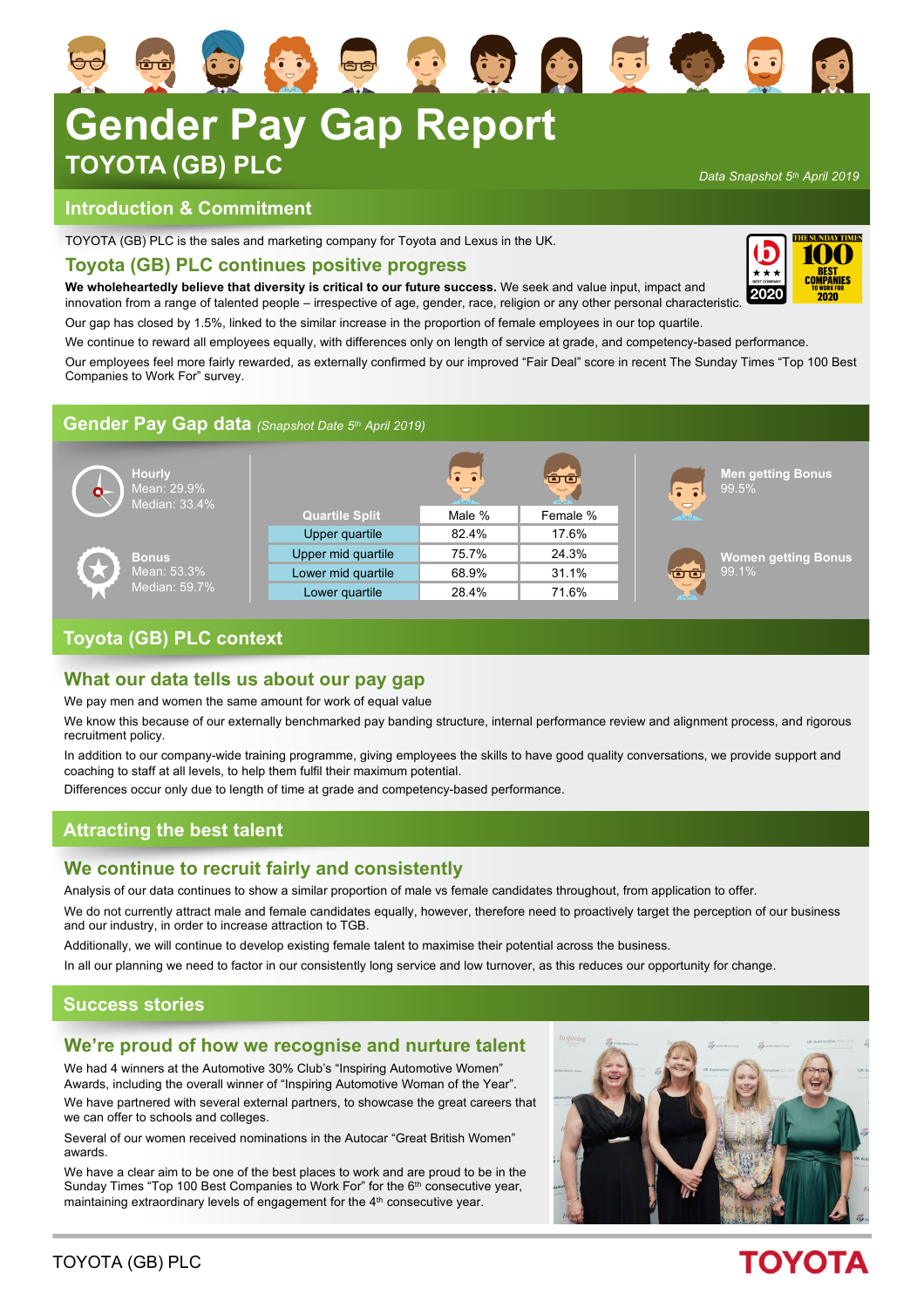# Gender Pay Gap Report

## TOYOTA (GB) PLC

*Data Snapshot 5th April 2019*

## Introduction & Commitment

TOYOTA (GB) PLC is the sales and marketing company for Toyota and Lexus in the UK.

### Toyota (GB) PLC continues positive progress

**We wholeheartedly believe that diversity is critical to our future success.** We seek and value input, impact and innovation from a range of talented people – irrespective of age, gender, race, religion or any other personal characteristic.

Our gap has closed by 1.5%, linked to the similar increase in the proportion of female employees in our top quartile.

We continue to reward all employees equally, with differences only on length of service at grade, and competency-based performance.

Our employees feel more fairly rewarded, as externally confirmed by our improved "Fair Deal" score in recent The Sunday Times "Top 100 Best Companies to Work For" survey.

## Gender Pay Gap data *(Snapshot Date 5th April 2019)*

**Hourly**
Mean: 29.9%
Median: 33.4%

**Bonus**
Mean: 53.3%
Median: 59.7%

| Quartile Split | Male % | Female % |
|---|---|---|
| Upper quartile | 82.4% | 17.6% |
| Upper mid quartile | 75.7% | 24.3% |
| Lower mid quartile | 68.9% | 31.1% |
| Lower quartile | 28.4% | 71.6% |

**Men getting Bonus**
99.5%

**Women getting Bonus**
99.1%

## Toyota (GB) PLC context

### What our data tells us about our pay gap

We pay men and women the same amount for work of equal value

We know this because of our externally benchmarked pay banding structure, internal performance review and alignment process, and rigorous recruitment policy.

In addition to our company-wide training programme, giving employees the skills to have good quality conversations, we provide support and coaching to staff at all levels, to help them fulfil their maximum potential.

Differences occur only due to length of time at grade and competency-based performance.

## Attracting the best talent

### We continue to recruit fairly and consistently

Analysis of our data continues to show a similar proportion of male vs female candidates throughout, from application to offer.

We do not currently attract male and female candidates equally, however, therefore need to proactively target the perception of our business and our industry, in order to increase attraction to TGB.

Additionally, we will continue to develop existing female talent to maximise their potential across the business.

In all our planning we need to factor in our consistently long service and low turnover, as this reduces our opportunity for change.

## Success stories

### We're proud of how we recognise and nurture talent

We had 4 winners at the Automotive 30% Club's "Inspiring Automotive Women" Awards, including the overall winner of "Inspiring Automotive Woman of the Year".

We have partnered with several external partners, to showcase the great careers that we can offer to schools and colleges.

Several of our women received nominations in the Autocar "Great British Women" awards.

We have a clear aim to be one of the best places to work and are proud to be in the Sunday Times "Top 100 Best Companies to Work For" for the 6th consecutive year, maintaining extraordinary levels of engagement for the 4th consecutive year.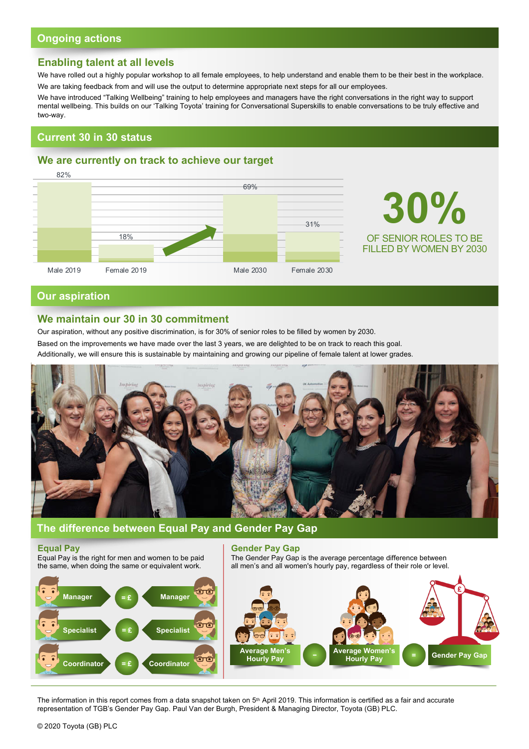## Ongoing actions

### Enabling talent at all levels

We have rolled out a highly popular workshop to all female employees, to help understand and enable them to be their best in the workplace.

We are taking feedback from and will use the output to determine appropriate next steps for all our employees.

We have introduced "Talking Wellbeing" training to help employees and managers have the right conversations in the right way to support mental wellbeing. This builds on our 'Talking Toyota' training for Conversational Superskills to enable conversations to be truly effective and two-way.

## Current 30 in 30 status

### We are currently on track to achieve our target

82%
Male 2019

18%
Female 2019

69%
Male 2030

31%
Female 2030

**30%**

OF SENIOR ROLES TO BE FILLED BY WOMEN BY 2030

## Our aspiration

### We maintain our 30 in 30 commitment

Our aspiration, without any positive discrimination, is for 30% of senior roles to be filled by women by 2030.

Based on the improvements we have made over the last 3 years, we are delighted to be on track to reach this goal.

Additionally, we will ensure this is sustainable by maintaining and growing our pipeline of female talent at lower grades.

## The difference between Equal Pay and Gender Pay Gap

### Equal Pay

Equal Pay is the right for men and women to be paid the same, when doing the same or equivalent work.

Manager = £ Manager

Specialist = £ Specialist

Coordinator = £ Coordinator

### Gender Pay Gap

The Gender Pay Gap is the average percentage difference between all men's and all women's hourly pay, regardless of their role or level.

Average Men's Hourly Pay – Average Women's Hourly Pay = Gender Pay Gap

---

The information in this report comes from a data snapshot taken on 5th April 2019. This information is certified as a fair and accurate representation of TGB's Gender Pay Gap. Paul Van der Burgh, President & Managing Director, Toyota (GB) PLC.

© 2020 Toyota (GB) PLC